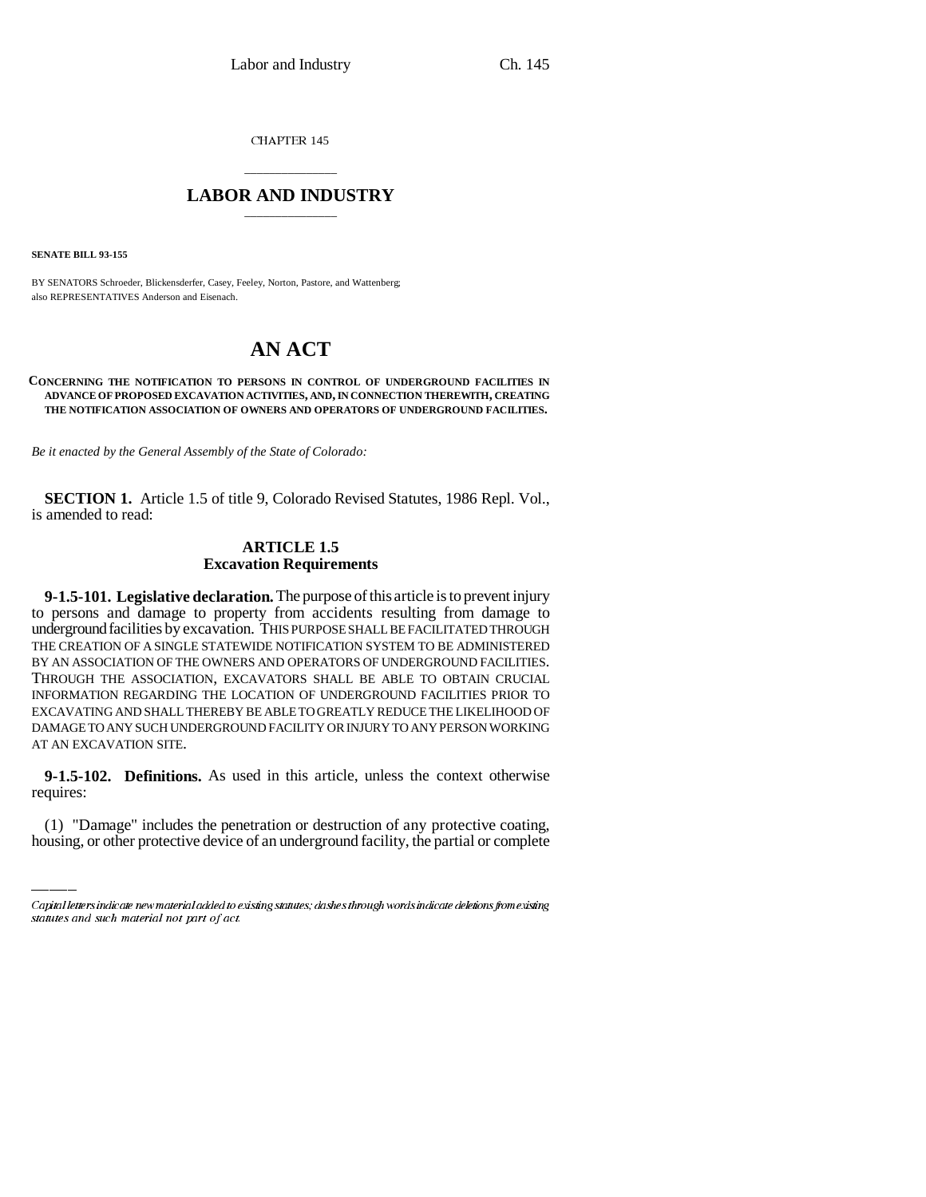CHAPTER 145

## LABOR AND INDUSTRY

**SENATE BILL 93-155**

BY SENATORS Schroeder, Blickensderfer, Casey, Feeley, Norton, Pastore, and Wattenberg;
also REPRESENTATIVES Anderson and Eisenach.

# AN ACT

**CONCERNING THE NOTIFICATION TO PERSONS IN CONTROL OF UNDERGROUND FACILITIES IN ADVANCE OF PROPOSED EXCAVATION ACTIVITIES, AND, IN CONNECTION THEREWITH, CREATING THE NOTIFICATION ASSOCIATION OF OWNERS AND OPERATORS OF UNDERGROUND FACILITIES.**

*Be it enacted by the General Assembly of the State of Colorado:*

**SECTION 1.** Article 1.5 of title 9, Colorado Revised Statutes, 1986 Repl. Vol., is amended to read:

**ARTICLE 1.5**
**Excavation Requirements**

**9-1.5-101. Legislative declaration.** The purpose of this article is to prevent injury to persons and damage to property from accidents resulting from damage to underground facilities by excavation. THIS PURPOSE SHALL BE FACILITATED THROUGH THE CREATION OF A SINGLE STATEWIDE NOTIFICATION SYSTEM TO BE ADMINISTERED BY AN ASSOCIATION OF THE OWNERS AND OPERATORS OF UNDERGROUND FACILITIES. THROUGH THE ASSOCIATION, EXCAVATORS SHALL BE ABLE TO OBTAIN CRUCIAL INFORMATION REGARDING THE LOCATION OF UNDERGROUND FACILITIES PRIOR TO EXCAVATING AND SHALL THEREBY BE ABLE TO GREATLY REDUCE THE LIKELIHOOD OF DAMAGE TO ANY SUCH UNDERGROUND FACILITY OR INJURY TO ANY PERSON WORKING AT AN EXCAVATION SITE.

**9-1.5-102. Definitions.** As used in this article, unless the context otherwise requires:

(1) "Damage" includes the penetration or destruction of any protective coating, housing, or other protective device of an underground facility, the partial or complete

*Capital letters indicate new material added to existing statutes; dashes through words indicate deletions from existing statutes and such material not part of act.*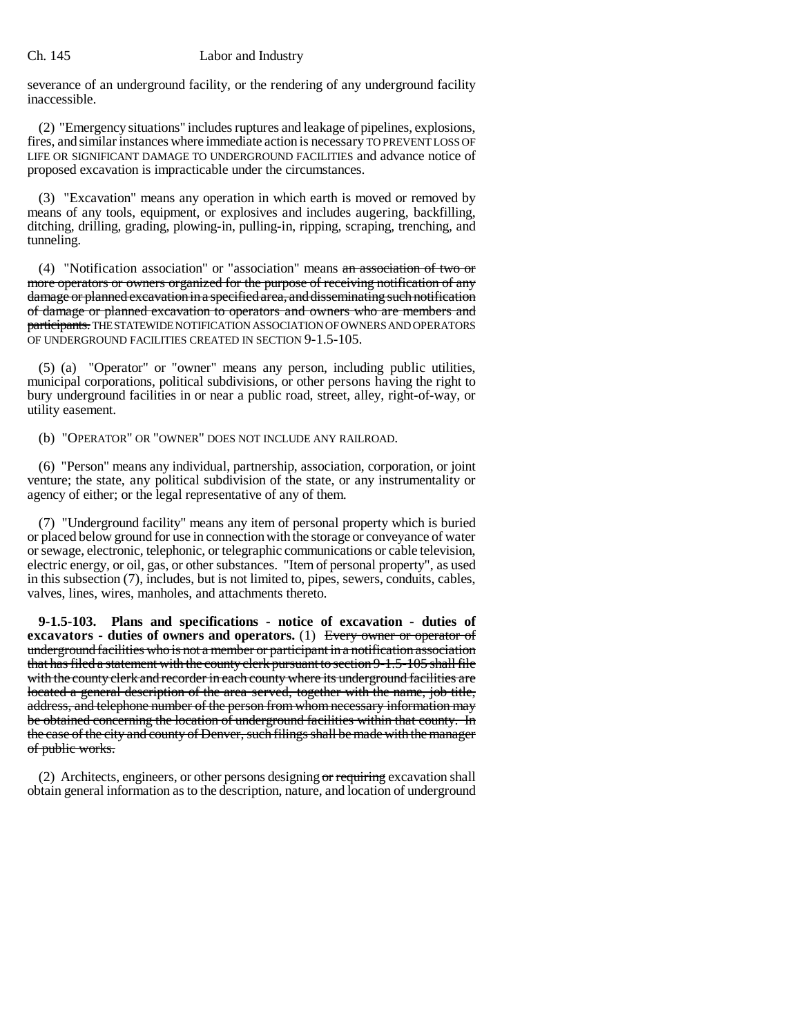severance of an underground facility, or the rendering of any underground facility inaccessible.

(2) "Emergency situations" includes ruptures and leakage of pipelines, explosions, fires, and similar instances where immediate action is necessary TO PREVENT LOSS OF LIFE OR SIGNIFICANT DAMAGE TO UNDERGROUND FACILITIES and advance notice of proposed excavation is impracticable under the circumstances.

(3) "Excavation" means any operation in which earth is moved or removed by means of any tools, equipment, or explosives and includes augering, backfilling, ditching, drilling, grading, plowing-in, pulling-in, ripping, scraping, trenching, and tunneling.

(4) "Notification association" or "association" means ~~an association of two or more operators or owners organized for the purpose of receiving notification of any damage or planned excavation in a specified area, and disseminating such notification of damage or planned excavation to operators and owners who are members and participants.~~ THE STATEWIDE NOTIFICATION ASSOCIATION OF OWNERS AND OPERATORS OF UNDERGROUND FACILITIES CREATED IN SECTION 9-1.5-105.

(5) (a) "Operator" or "owner" means any person, including public utilities, municipal corporations, political subdivisions, or other persons having the right to bury underground facilities in or near a public road, street, alley, right-of-way, or utility easement.

(b) "OPERATOR" OR "OWNER" DOES NOT INCLUDE ANY RAILROAD.

(6) "Person" means any individual, partnership, association, corporation, or joint venture; the state, any political subdivision of the state, or any instrumentality or agency of either; or the legal representative of any of them.

(7) "Underground facility" means any item of personal property which is buried or placed below ground for use in connection with the storage or conveyance of water or sewage, electronic, telephonic, or telegraphic communications or cable television, electric energy, or oil, gas, or other substances. "Item of personal property", as used in this subsection (7), includes, but is not limited to, pipes, sewers, conduits, cables, valves, lines, wires, manholes, and attachments thereto.

**9-1.5-103. Plans and specifications - notice of excavation - duties of excavators - duties of owners and operators.** (1) ~~Every owner or operator of underground facilities who is not a member or participant in a notification association that has filed a statement with the county clerk pursuant to section 9-1.5-105 shall file with the county clerk and recorder in each county where its underground facilities are located a general description of the area served, together with the name, job title, address, and telephone number of the person from whom necessary information may be obtained concerning the location of underground facilities within that county. In the case of the city and county of Denver, such filings shall be made with the manager of public works.~~

(2) Architects, engineers, or other persons designing ~~or requiring~~ excavation shall obtain general information as to the description, nature, and location of underground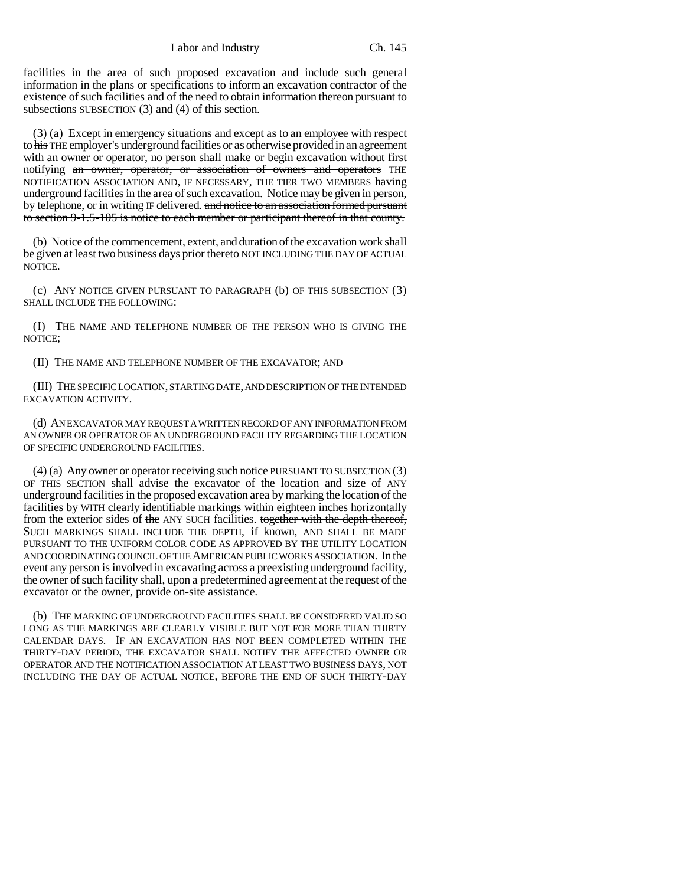facilities in the area of such proposed excavation and include such general information in the plans or specifications to inform an excavation contractor of the existence of such facilities and of the need to obtain information thereon pursuant to ~~subsections~~ SUBSECTION (3) ~~and (4)~~ of this section.

(3) (a) Except in emergency situations and except as to an employee with respect to ~~his~~ THE employer's underground facilities or as otherwise provided in an agreement with an owner or operator, no person shall make or begin excavation without first notifying ~~an owner, operator, or association of owners and operators~~ THE NOTIFICATION ASSOCIATION AND, IF NECESSARY, THE TIER TWO MEMBERS having underground facilities in the area of such excavation. Notice may be given in person, by telephone, or in writing IF delivered. ~~and notice to an association formed pursuant to section 9-1.5-105 is notice to each member or participant thereof in that county.~~

(b) Notice of the commencement, extent, and duration of the excavation work shall be given at least two business days prior thereto NOT INCLUDING THE DAY OF ACTUAL NOTICE.

(c) ANY NOTICE GIVEN PURSUANT TO PARAGRAPH (b) OF THIS SUBSECTION (3) SHALL INCLUDE THE FOLLOWING:

(I) THE NAME AND TELEPHONE NUMBER OF THE PERSON WHO IS GIVING THE NOTICE;

(II) THE NAME AND TELEPHONE NUMBER OF THE EXCAVATOR; AND

(III) THE SPECIFIC LOCATION, STARTING DATE, AND DESCRIPTION OF THE INTENDED EXCAVATION ACTIVITY.

(d) AN EXCAVATOR MAY REQUEST A WRITTEN RECORD OF ANY INFORMATION FROM AN OWNER OR OPERATOR OF AN UNDERGROUND FACILITY REGARDING THE LOCATION OF SPECIFIC UNDERGROUND FACILITIES.

(4) (a) Any owner or operator receiving ~~such~~ notice PURSUANT TO SUBSECTION (3) OF THIS SECTION shall advise the excavator of the location and size of ANY underground facilities in the proposed excavation area by marking the location of the facilities ~~by~~ WITH clearly identifiable markings within eighteen inches horizontally from the exterior sides of ~~the~~ ANY SUCH facilities. ~~together with the depth thereof,~~ SUCH MARKINGS SHALL INCLUDE THE DEPTH, if known, AND SHALL BE MADE PURSUANT TO THE UNIFORM COLOR CODE AS APPROVED BY THE UTILITY LOCATION AND COORDINATING COUNCIL OF THE AMERICAN PUBLIC WORKS ASSOCIATION. In the event any person is involved in excavating across a preexisting underground facility, the owner of such facility shall, upon a predetermined agreement at the request of the excavator or the owner, provide on-site assistance.

(b) THE MARKING OF UNDERGROUND FACILITIES SHALL BE CONSIDERED VALID SO LONG AS THE MARKINGS ARE CLEARLY VISIBLE BUT NOT FOR MORE THAN THIRTY CALENDAR DAYS. IF AN EXCAVATION HAS NOT BEEN COMPLETED WITHIN THE THIRTY-DAY PERIOD, THE EXCAVATOR SHALL NOTIFY THE AFFECTED OWNER OR OPERATOR AND THE NOTIFICATION ASSOCIATION AT LEAST TWO BUSINESS DAYS, NOT INCLUDING THE DAY OF ACTUAL NOTICE, BEFORE THE END OF SUCH THIRTY-DAY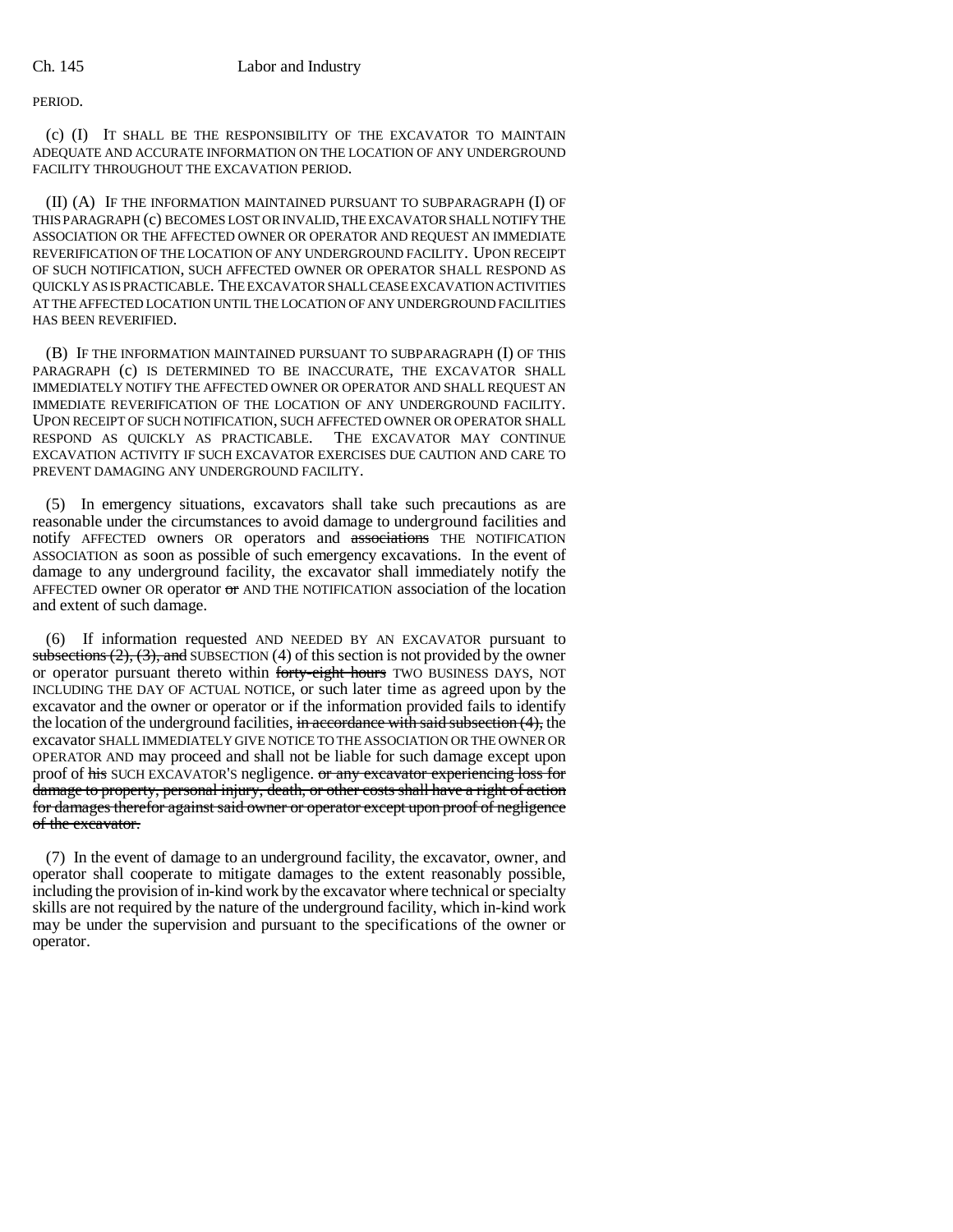PERIOD.

(c) (I) IT SHALL BE THE RESPONSIBILITY OF THE EXCAVATOR TO MAINTAIN ADEQUATE AND ACCURATE INFORMATION ON THE LOCATION OF ANY UNDERGROUND FACILITY THROUGHOUT THE EXCAVATION PERIOD.

(II) (A) IF THE INFORMATION MAINTAINED PURSUANT TO SUBPARAGRAPH (I) OF THIS PARAGRAPH (c) BECOMES LOST OR INVALID, THE EXCAVATOR SHALL NOTIFY THE ASSOCIATION OR THE AFFECTED OWNER OR OPERATOR AND REQUEST AN IMMEDIATE REVERIFICATION OF THE LOCATION OF ANY UNDERGROUND FACILITY. UPON RECEIPT OF SUCH NOTIFICATION, SUCH AFFECTED OWNER OR OPERATOR SHALL RESPOND AS QUICKLY AS IS PRACTICABLE. THE EXCAVATOR SHALL CEASE EXCAVATION ACTIVITIES AT THE AFFECTED LOCATION UNTIL THE LOCATION OF ANY UNDERGROUND FACILITIES HAS BEEN REVERIFIED.

(B) IF THE INFORMATION MAINTAINED PURSUANT TO SUBPARAGRAPH (I) OF THIS PARAGRAPH (c) IS DETERMINED TO BE INACCURATE, THE EXCAVATOR SHALL IMMEDIATELY NOTIFY THE AFFECTED OWNER OR OPERATOR AND SHALL REQUEST AN IMMEDIATE REVERIFICATION OF THE LOCATION OF ANY UNDERGROUND FACILITY. UPON RECEIPT OF SUCH NOTIFICATION, SUCH AFFECTED OWNER OR OPERATOR SHALL RESPOND AS QUICKLY AS PRACTICABLE. THE EXCAVATOR MAY CONTINUE EXCAVATION ACTIVITY IF SUCH EXCAVATOR EXERCISES DUE CAUTION AND CARE TO PREVENT DAMAGING ANY UNDERGROUND FACILITY.

(5) In emergency situations, excavators shall take such precautions as are reasonable under the circumstances to avoid damage to underground facilities and notify AFFECTED owners OR operators and ~~associations~~ THE NOTIFICATION ASSOCIATION as soon as possible of such emergency excavations. In the event of damage to any underground facility, the excavator shall immediately notify the AFFECTED owner OR operator ~~or~~ AND THE NOTIFICATION association of the location and extent of such damage.

(6) If information requested AND NEEDED BY AN EXCAVATOR pursuant to ~~subsections (2), (3), and~~ SUBSECTION (4) of this section is not provided by the owner or operator pursuant thereto within ~~forty-eight hours~~ TWO BUSINESS DAYS, NOT INCLUDING THE DAY OF ACTUAL NOTICE, or such later time as agreed upon by the excavator and the owner or operator or if the information provided fails to identify the location of the underground facilities, ~~in accordance with said subsection (4),~~ the excavator SHALL IMMEDIATELY GIVE NOTICE TO THE ASSOCIATION OR THE OWNER OR OPERATOR AND may proceed and shall not be liable for such damage except upon proof of ~~his~~ SUCH EXCAVATOR'S negligence. ~~or any excavator experiencing loss for damage to property, personal injury, death, or other costs shall have a right of action for damages therefor against said owner or operator except upon proof of negligence of the excavator.~~

(7) In the event of damage to an underground facility, the excavator, owner, and operator shall cooperate to mitigate damages to the extent reasonably possible, including the provision of in-kind work by the excavator where technical or specialty skills are not required by the nature of the underground facility, which in-kind work may be under the supervision and pursuant to the specifications of the owner or operator.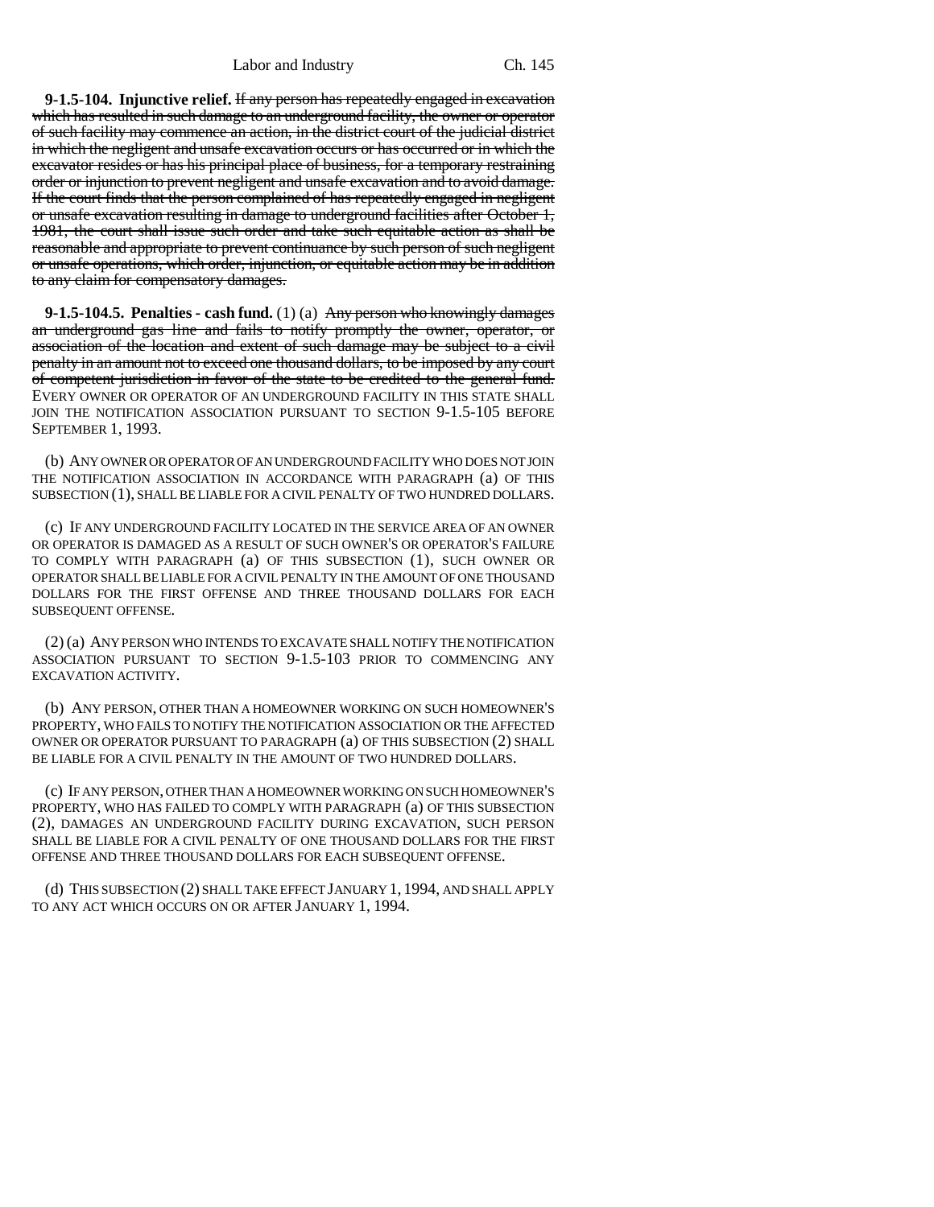**9-1.5-104. Injunctive relief.** ~~If any person has repeatedly engaged in excavation which has resulted in such damage to an underground facility, the owner or operator of such facility may commence an action, in the district court of the judicial district in which the negligent and unsafe excavation occurs or has occurred or in which the excavator resides or has his principal place of business, for a temporary restraining order or injunction to prevent negligent and unsafe excavation and to avoid damage. If the court finds that the person complained of has repeatedly engaged in negligent or unsafe excavation resulting in damage to underground facilities after October 1, 1981, the court shall issue such order and take such equitable action as shall be reasonable and appropriate to prevent continuance by such person of such negligent or unsafe operations, which order, injunction, or equitable action may be in addition to any claim for compensatory damages.~~

**9-1.5-104.5. Penalties - cash fund.** (1) (a) ~~Any person who knowingly damages an underground gas line and fails to notify promptly the owner, operator, or association of the location and extent of such damage may be subject to a civil penalty in an amount not to exceed one thousand dollars, to be imposed by any court of competent jurisdiction in favor of the state to be credited to the general fund.~~ EVERY OWNER OR OPERATOR OF AN UNDERGROUND FACILITY IN THIS STATE SHALL JOIN THE NOTIFICATION ASSOCIATION PURSUANT TO SECTION 9-1.5-105 BEFORE SEPTEMBER 1, 1993.

(b) ANY OWNER OR OPERATOR OF AN UNDERGROUND FACILITY WHO DOES NOT JOIN THE NOTIFICATION ASSOCIATION IN ACCORDANCE WITH PARAGRAPH (a) OF THIS SUBSECTION (1), SHALL BE LIABLE FOR A CIVIL PENALTY OF TWO HUNDRED DOLLARS.

(c) IF ANY UNDERGROUND FACILITY LOCATED IN THE SERVICE AREA OF AN OWNER OR OPERATOR IS DAMAGED AS A RESULT OF SUCH OWNER'S OR OPERATOR'S FAILURE TO COMPLY WITH PARAGRAPH (a) OF THIS SUBSECTION (1), SUCH OWNER OR OPERATOR SHALL BE LIABLE FOR A CIVIL PENALTY IN THE AMOUNT OF ONE THOUSAND DOLLARS FOR THE FIRST OFFENSE AND THREE THOUSAND DOLLARS FOR EACH SUBSEQUENT OFFENSE.

(2) (a) ANY PERSON WHO INTENDS TO EXCAVATE SHALL NOTIFY THE NOTIFICATION ASSOCIATION PURSUANT TO SECTION 9-1.5-103 PRIOR TO COMMENCING ANY EXCAVATION ACTIVITY.

(b) ANY PERSON, OTHER THAN A HOMEOWNER WORKING ON SUCH HOMEOWNER'S PROPERTY, WHO FAILS TO NOTIFY THE NOTIFICATION ASSOCIATION OR THE AFFECTED OWNER OR OPERATOR PURSUANT TO PARAGRAPH (a) OF THIS SUBSECTION (2) SHALL BE LIABLE FOR A CIVIL PENALTY IN THE AMOUNT OF TWO HUNDRED DOLLARS.

(c) IF ANY PERSON, OTHER THAN A HOMEOWNER WORKING ON SUCH HOMEOWNER'S PROPERTY, WHO HAS FAILED TO COMPLY WITH PARAGRAPH (a) OF THIS SUBSECTION (2), DAMAGES AN UNDERGROUND FACILITY DURING EXCAVATION, SUCH PERSON SHALL BE LIABLE FOR A CIVIL PENALTY OF ONE THOUSAND DOLLARS FOR THE FIRST OFFENSE AND THREE THOUSAND DOLLARS FOR EACH SUBSEQUENT OFFENSE.

(d) THIS SUBSECTION (2) SHALL TAKE EFFECT JANUARY 1, 1994, AND SHALL APPLY TO ANY ACT WHICH OCCURS ON OR AFTER JANUARY 1, 1994.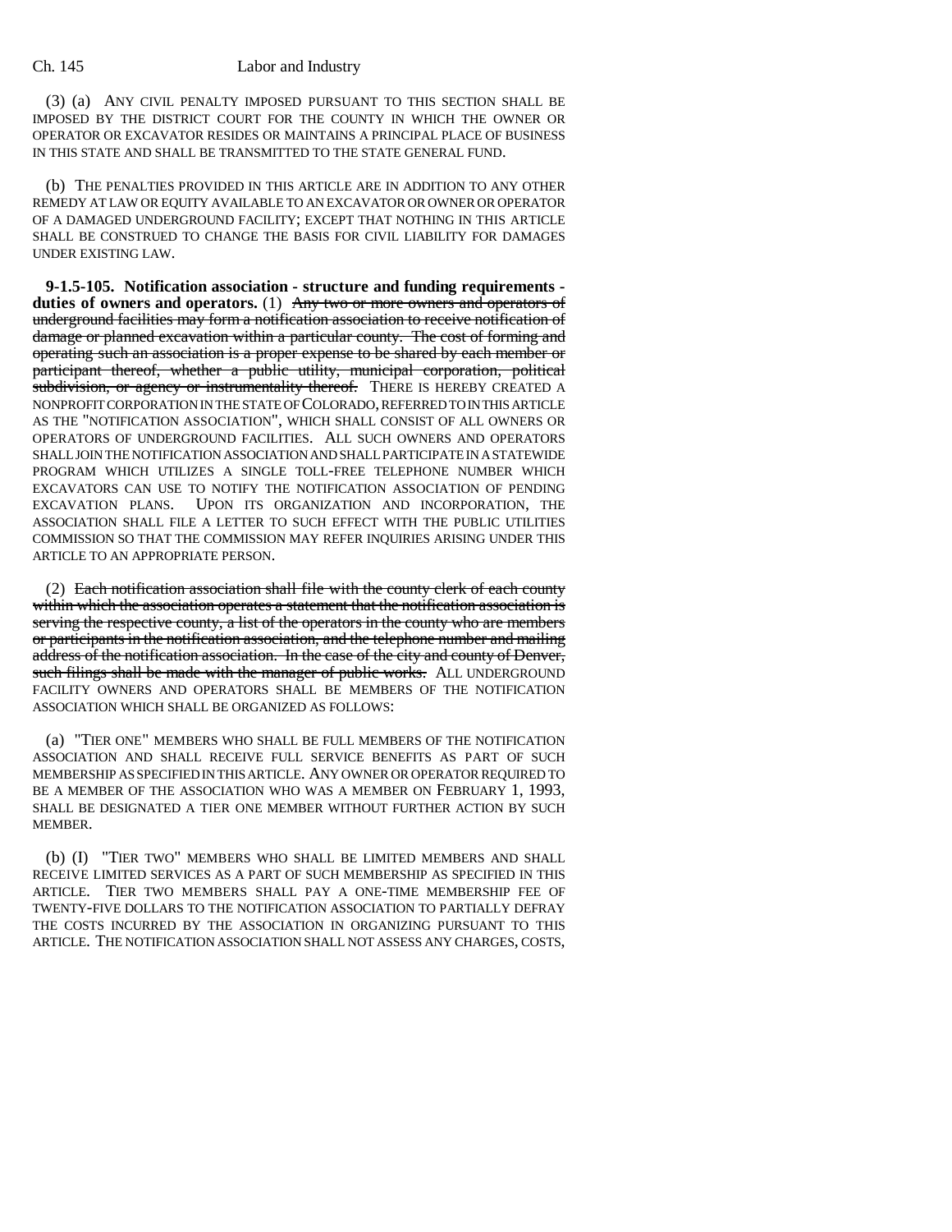(3) (a) ANY CIVIL PENALTY IMPOSED PURSUANT TO THIS SECTION SHALL BE IMPOSED BY THE DISTRICT COURT FOR THE COUNTY IN WHICH THE OWNER OR OPERATOR OR EXCAVATOR RESIDES OR MAINTAINS A PRINCIPAL PLACE OF BUSINESS IN THIS STATE AND SHALL BE TRANSMITTED TO THE STATE GENERAL FUND.

(b) THE PENALTIES PROVIDED IN THIS ARTICLE ARE IN ADDITION TO ANY OTHER REMEDY AT LAW OR EQUITY AVAILABLE TO AN EXCAVATOR OR OWNER OR OPERATOR OF A DAMAGED UNDERGROUND FACILITY; EXCEPT THAT NOTHING IN THIS ARTICLE SHALL BE CONSTRUED TO CHANGE THE BASIS FOR CIVIL LIABILITY FOR DAMAGES UNDER EXISTING LAW.

**9-1.5-105. Notification association - structure and funding requirements - duties of owners and operators.** (1) ~~Any two or more owners and operators of underground facilities may form a notification association to receive notification of damage or planned excavation within a particular county. The cost of forming and operating such an association is a proper expense to be shared by each member or participant thereof, whether a public utility, municipal corporation, political subdivision, or agency or instrumentality thereof.~~ THERE IS HEREBY CREATED A NONPROFIT CORPORATION IN THE STATE OF COLORADO, REFERRED TO IN THIS ARTICLE AS THE "NOTIFICATION ASSOCIATION", WHICH SHALL CONSIST OF ALL OWNERS OR OPERATORS OF UNDERGROUND FACILITIES. ALL SUCH OWNERS AND OPERATORS SHALL JOIN THE NOTIFICATION ASSOCIATION AND SHALL PARTICIPATE IN A STATEWIDE PROGRAM WHICH UTILIZES A SINGLE TOLL-FREE TELEPHONE NUMBER WHICH EXCAVATORS CAN USE TO NOTIFY THE NOTIFICATION ASSOCIATION OF PENDING EXCAVATION PLANS. UPON ITS ORGANIZATION AND INCORPORATION, THE ASSOCIATION SHALL FILE A LETTER TO SUCH EFFECT WITH THE PUBLIC UTILITIES COMMISSION SO THAT THE COMMISSION MAY REFER INQUIRIES ARISING UNDER THIS ARTICLE TO AN APPROPRIATE PERSON.

(2) ~~Each notification association shall file with the county clerk of each county within which the association operates a statement that the notification association is serving the respective county, a list of the operators in the county who are members or participants in the notification association, and the telephone number and mailing address of the notification association. In the case of the city and county of Denver, such filings shall be made with the manager of public works.~~ ALL UNDERGROUND FACILITY OWNERS AND OPERATORS SHALL BE MEMBERS OF THE NOTIFICATION ASSOCIATION WHICH SHALL BE ORGANIZED AS FOLLOWS:

(a) "TIER ONE" MEMBERS WHO SHALL BE FULL MEMBERS OF THE NOTIFICATION ASSOCIATION AND SHALL RECEIVE FULL SERVICE BENEFITS AS PART OF SUCH MEMBERSHIP AS SPECIFIED IN THIS ARTICLE. ANY OWNER OR OPERATOR REQUIRED TO BE A MEMBER OF THE ASSOCIATION WHO WAS A MEMBER ON FEBRUARY 1, 1993, SHALL BE DESIGNATED A TIER ONE MEMBER WITHOUT FURTHER ACTION BY SUCH MEMBER.

(b) (I) "TIER TWO" MEMBERS WHO SHALL BE LIMITED MEMBERS AND SHALL RECEIVE LIMITED SERVICES AS A PART OF SUCH MEMBERSHIP AS SPECIFIED IN THIS ARTICLE. TIER TWO MEMBERS SHALL PAY A ONE-TIME MEMBERSHIP FEE OF TWENTY-FIVE DOLLARS TO THE NOTIFICATION ASSOCIATION TO PARTIALLY DEFRAY THE COSTS INCURRED BY THE ASSOCIATION IN ORGANIZING PURSUANT TO THIS ARTICLE. THE NOTIFICATION ASSOCIATION SHALL NOT ASSESS ANY CHARGES, COSTS,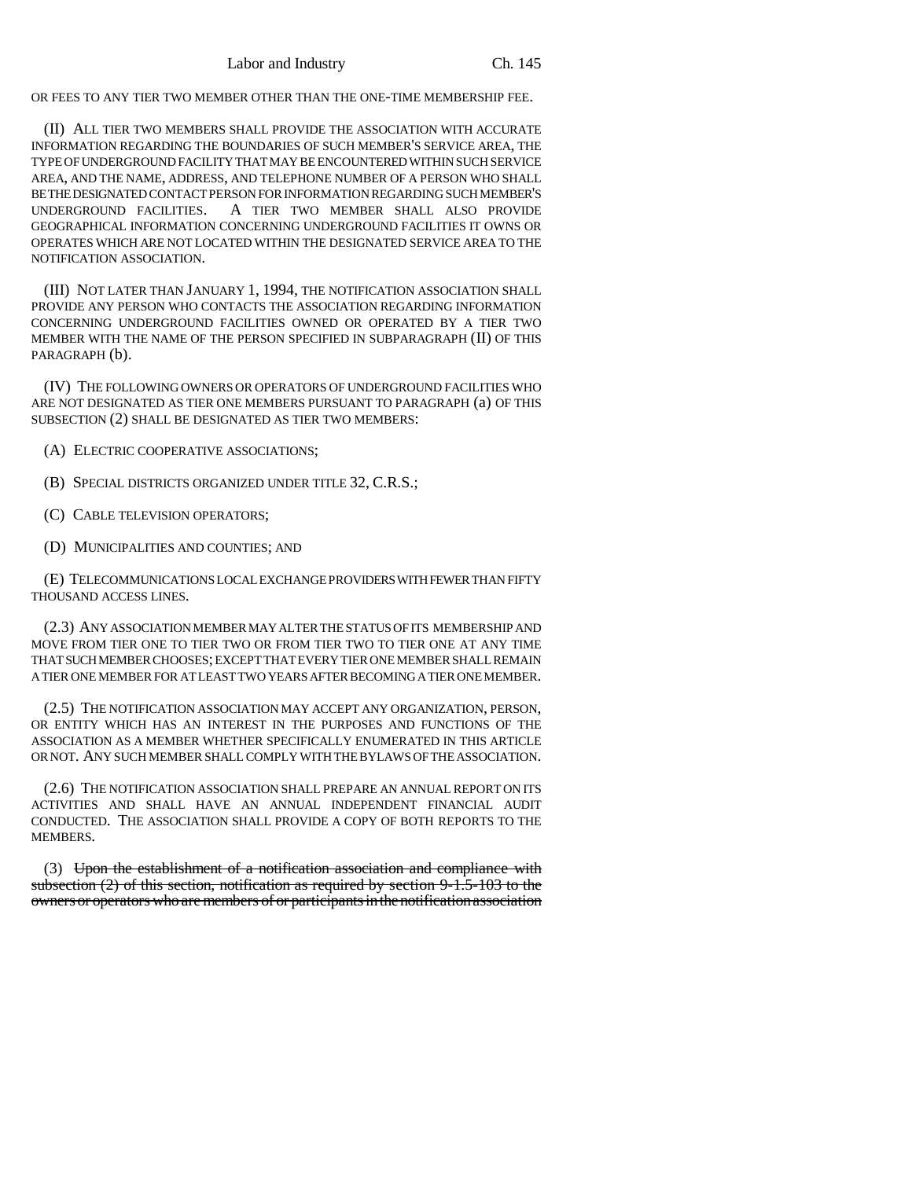OR FEES TO ANY TIER TWO MEMBER OTHER THAN THE ONE-TIME MEMBERSHIP FEE.

(II) ALL TIER TWO MEMBERS SHALL PROVIDE THE ASSOCIATION WITH ACCURATE INFORMATION REGARDING THE BOUNDARIES OF SUCH MEMBER'S SERVICE AREA, THE TYPE OF UNDERGROUND FACILITY THAT MAY BE ENCOUNTERED WITHIN SUCH SERVICE AREA, AND THE NAME, ADDRESS, AND TELEPHONE NUMBER OF A PERSON WHO SHALL BE THE DESIGNATED CONTACT PERSON FOR INFORMATION REGARDING SUCH MEMBER'S UNDERGROUND FACILITIES. A TIER TWO MEMBER SHALL ALSO PROVIDE GEOGRAPHICAL INFORMATION CONCERNING UNDERGROUND FACILITIES IT OWNS OR OPERATES WHICH ARE NOT LOCATED WITHIN THE DESIGNATED SERVICE AREA TO THE NOTIFICATION ASSOCIATION.

(III) NOT LATER THAN JANUARY 1, 1994, THE NOTIFICATION ASSOCIATION SHALL PROVIDE ANY PERSON WHO CONTACTS THE ASSOCIATION REGARDING INFORMATION CONCERNING UNDERGROUND FACILITIES OWNED OR OPERATED BY A TIER TWO MEMBER WITH THE NAME OF THE PERSON SPECIFIED IN SUBPARAGRAPH (II) OF THIS PARAGRAPH (b).

(IV) THE FOLLOWING OWNERS OR OPERATORS OF UNDERGROUND FACILITIES WHO ARE NOT DESIGNATED AS TIER ONE MEMBERS PURSUANT TO PARAGRAPH (a) OF THIS SUBSECTION (2) SHALL BE DESIGNATED AS TIER TWO MEMBERS:

(A) ELECTRIC COOPERATIVE ASSOCIATIONS;

(B) SPECIAL DISTRICTS ORGANIZED UNDER TITLE 32, C.R.S.;

(C) CABLE TELEVISION OPERATORS;

(D) MUNICIPALITIES AND COUNTIES; AND

(E) TELECOMMUNICATIONS LOCAL EXCHANGE PROVIDERS WITH FEWER THAN FIFTY THOUSAND ACCESS LINES.

(2.3) ANY ASSOCIATION MEMBER MAY ALTER THE STATUS OF ITS MEMBERSHIP AND MOVE FROM TIER ONE TO TIER TWO OR FROM TIER TWO TO TIER ONE AT ANY TIME THAT SUCH MEMBER CHOOSES; EXCEPT THAT EVERY TIER ONE MEMBER SHALL REMAIN A TIER ONE MEMBER FOR AT LEAST TWO YEARS AFTER BECOMING A TIER ONE MEMBER.

(2.5) THE NOTIFICATION ASSOCIATION MAY ACCEPT ANY ORGANIZATION, PERSON, OR ENTITY WHICH HAS AN INTEREST IN THE PURPOSES AND FUNCTIONS OF THE ASSOCIATION AS A MEMBER WHETHER SPECIFICALLY ENUMERATED IN THIS ARTICLE OR NOT. ANY SUCH MEMBER SHALL COMPLY WITH THE BYLAWS OF THE ASSOCIATION.

(2.6) THE NOTIFICATION ASSOCIATION SHALL PREPARE AN ANNUAL REPORT ON ITS ACTIVITIES AND SHALL HAVE AN ANNUAL INDEPENDENT FINANCIAL AUDIT CONDUCTED. THE ASSOCIATION SHALL PROVIDE A COPY OF BOTH REPORTS TO THE MEMBERS.

(3) ~~Upon the establishment of a notification association and compliance with subsection (2) of this section, notification as required by section 9-1.5-103 to the owners or operators who are members of or participants in the notification association~~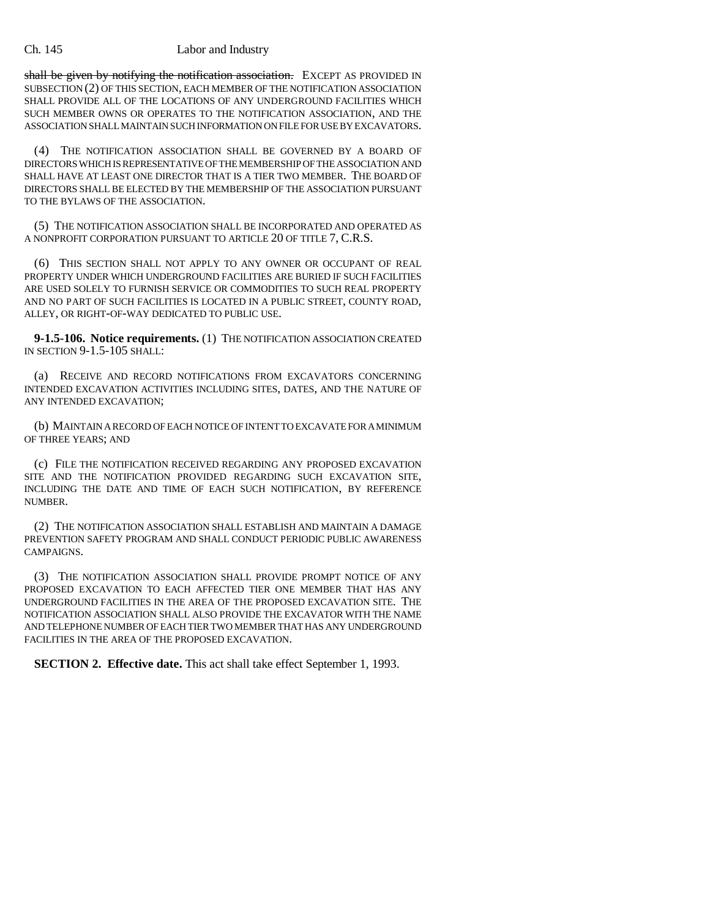~~shall be given by notifying the notification association.~~ EXCEPT AS PROVIDED IN SUBSECTION (2) OF THIS SECTION, EACH MEMBER OF THE NOTIFICATION ASSOCIATION SHALL PROVIDE ALL OF THE LOCATIONS OF ANY UNDERGROUND FACILITIES WHICH SUCH MEMBER OWNS OR OPERATES TO THE NOTIFICATION ASSOCIATION, AND THE ASSOCIATION SHALL MAINTAIN SUCH INFORMATION ON FILE FOR USE BY EXCAVATORS.

(4) THE NOTIFICATION ASSOCIATION SHALL BE GOVERNED BY A BOARD OF DIRECTORS WHICH IS REPRESENTATIVE OF THE MEMBERSHIP OF THE ASSOCIATION AND SHALL HAVE AT LEAST ONE DIRECTOR THAT IS A TIER TWO MEMBER. THE BOARD OF DIRECTORS SHALL BE ELECTED BY THE MEMBERSHIP OF THE ASSOCIATION PURSUANT TO THE BYLAWS OF THE ASSOCIATION.

(5) THE NOTIFICATION ASSOCIATION SHALL BE INCORPORATED AND OPERATED AS A NONPROFIT CORPORATION PURSUANT TO ARTICLE 20 OF TITLE 7, C.R.S.

(6) THIS SECTION SHALL NOT APPLY TO ANY OWNER OR OCCUPANT OF REAL PROPERTY UNDER WHICH UNDERGROUND FACILITIES ARE BURIED IF SUCH FACILITIES ARE USED SOLELY TO FURNISH SERVICE OR COMMODITIES TO SUCH REAL PROPERTY AND NO PART OF SUCH FACILITIES IS LOCATED IN A PUBLIC STREET, COUNTY ROAD, ALLEY, OR RIGHT-OF-WAY DEDICATED TO PUBLIC USE.

**9-1.5-106. Notice requirements.** (1) THE NOTIFICATION ASSOCIATION CREATED IN SECTION 9-1.5-105 SHALL:

(a) RECEIVE AND RECORD NOTIFICATIONS FROM EXCAVATORS CONCERNING INTENDED EXCAVATION ACTIVITIES INCLUDING SITES, DATES, AND THE NATURE OF ANY INTENDED EXCAVATION;

(b) MAINTAIN A RECORD OF EACH NOTICE OF INTENT TO EXCAVATE FOR A MINIMUM OF THREE YEARS; AND

(c) FILE THE NOTIFICATION RECEIVED REGARDING ANY PROPOSED EXCAVATION SITE AND THE NOTIFICATION PROVIDED REGARDING SUCH EXCAVATION SITE, INCLUDING THE DATE AND TIME OF EACH SUCH NOTIFICATION, BY REFERENCE NUMBER.

(2) THE NOTIFICATION ASSOCIATION SHALL ESTABLISH AND MAINTAIN A DAMAGE PREVENTION SAFETY PROGRAM AND SHALL CONDUCT PERIODIC PUBLIC AWARENESS CAMPAIGNS.

(3) THE NOTIFICATION ASSOCIATION SHALL PROVIDE PROMPT NOTICE OF ANY PROPOSED EXCAVATION TO EACH AFFECTED TIER ONE MEMBER THAT HAS ANY UNDERGROUND FACILITIES IN THE AREA OF THE PROPOSED EXCAVATION SITE. THE NOTIFICATION ASSOCIATION SHALL ALSO PROVIDE THE EXCAVATOR WITH THE NAME AND TELEPHONE NUMBER OF EACH TIER TWO MEMBER THAT HAS ANY UNDERGROUND FACILITIES IN THE AREA OF THE PROPOSED EXCAVATION.

**SECTION 2. Effective date.** This act shall take effect September 1, 1993.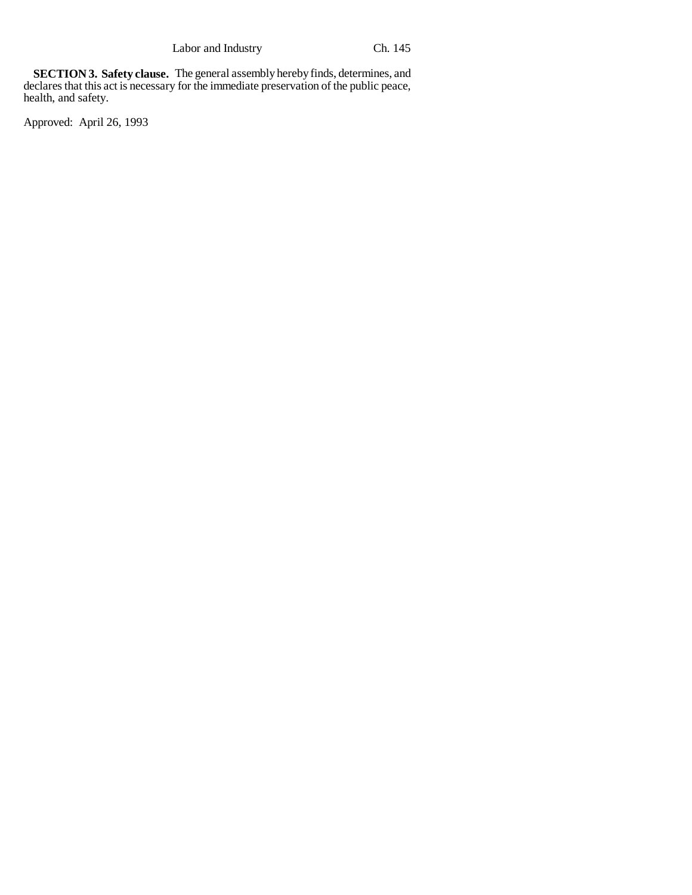**SECTION 3. Safety clause.** The general assembly hereby finds, determines, and declares that this act is necessary for the immediate preservation of the public peace, health, and safety.

Approved: April 26, 1993